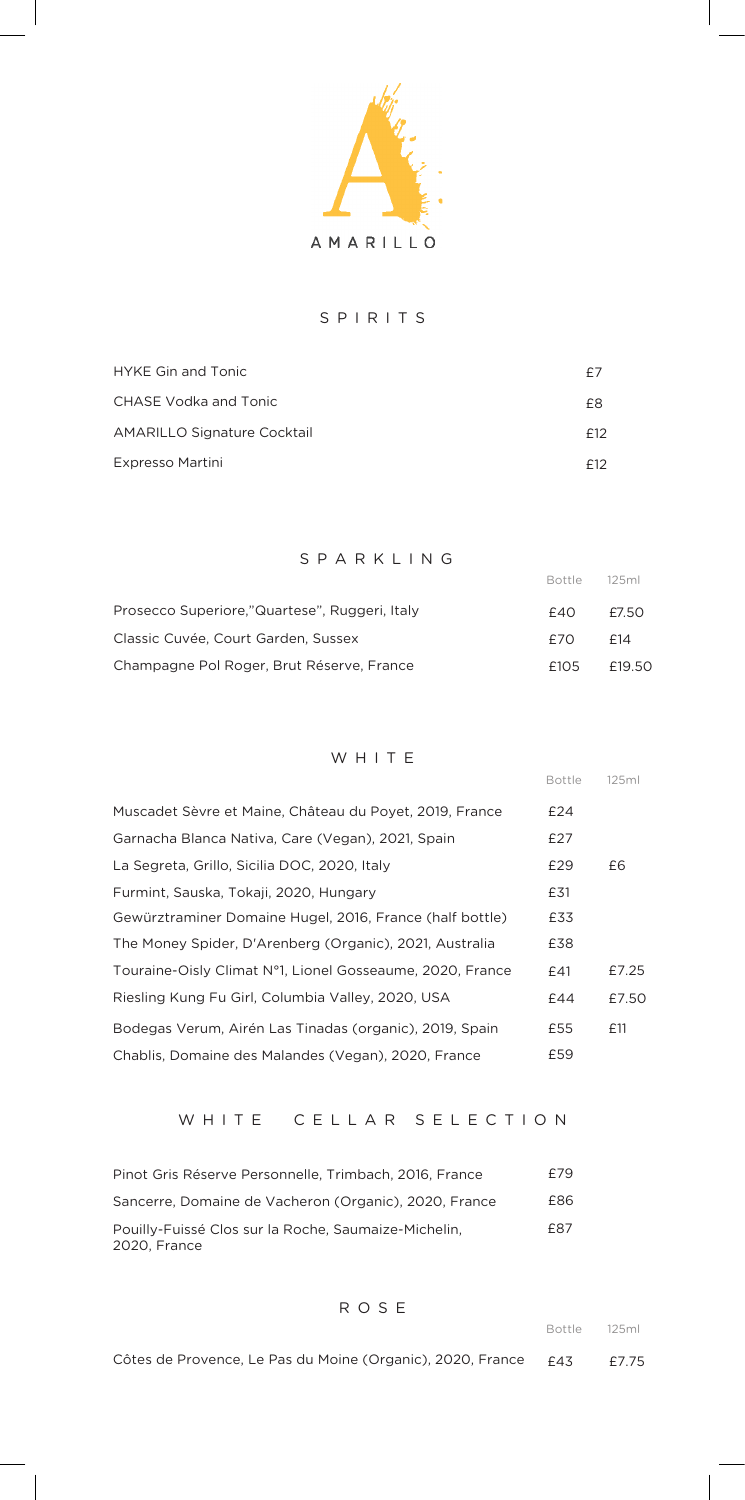# AMARILLO

## SPIRITS

| | |
|---|---|
| HYKE Gin and Tonic | £7 |
| CHASE Vodka and Tonic | £8 |
| AMARILLO Signature Cocktail | £12 |
| Expresso Martini | £12 |

## SPARKLING

| | Bottle | 125ml |
|---|---|---|
| Prosecco Superiore,"Quartese", Ruggeri, Italy | £40 | £7.50 |
| Classic Cuvée, Court Garden, Sussex | £70 | £14 |
| Champagne Pol Roger, Brut Réserve, France | £105 | £19.50 |

## WHITE

| | Bottle | 125ml |
|---|---|---|
| Muscadet Sèvre et Maine, Château du Poyet, 2019, France | £24 | |
| Garnacha Blanca Nativa, Care (Vegan), 2021, Spain | £27 | |
| La Segreta, Grillo, Sicilia DOC, 2020, Italy | £29 | £6 |
| Furmint, Sauska, Tokaji, 2020, Hungary | £31 | |
| Gewürztraminer Domaine Hugel, 2016, France (half bottle) | £33 | |
| The Money Spider, D'Arenberg (Organic), 2021, Australia | £38 | |
| Touraine-Oisly Climat N°1, Lionel Gosseaume, 2020, France | £41 | £7.25 |
| Riesling Kung Fu Girl, Columbia Valley, 2020, USA | £44 | £7.50 |
| Bodegas Verum, Airén Las Tinadas (organic), 2019, Spain | £55 | £11 |
| Chablis, Domaine des Malandes (Vegan), 2020, France | £59 | |

## WHITE CELLAR SELECTION

| | |
|---|---|
| Pinot Gris Réserve Personnelle, Trimbach, 2016, France | £79 |
| Sancerre, Domaine de Vacheron (Organic), 2020, France | £86 |
| Pouilly-Fuissé Clos sur la Roche, Saumaize-Michelin, 2020, France | £87 |

## ROSE

| | Bottle | 125ml |
|---|---|---|
| Côtes de Provence, Le Pas du Moine (Organic), 2020, France | £43 | £7.75 |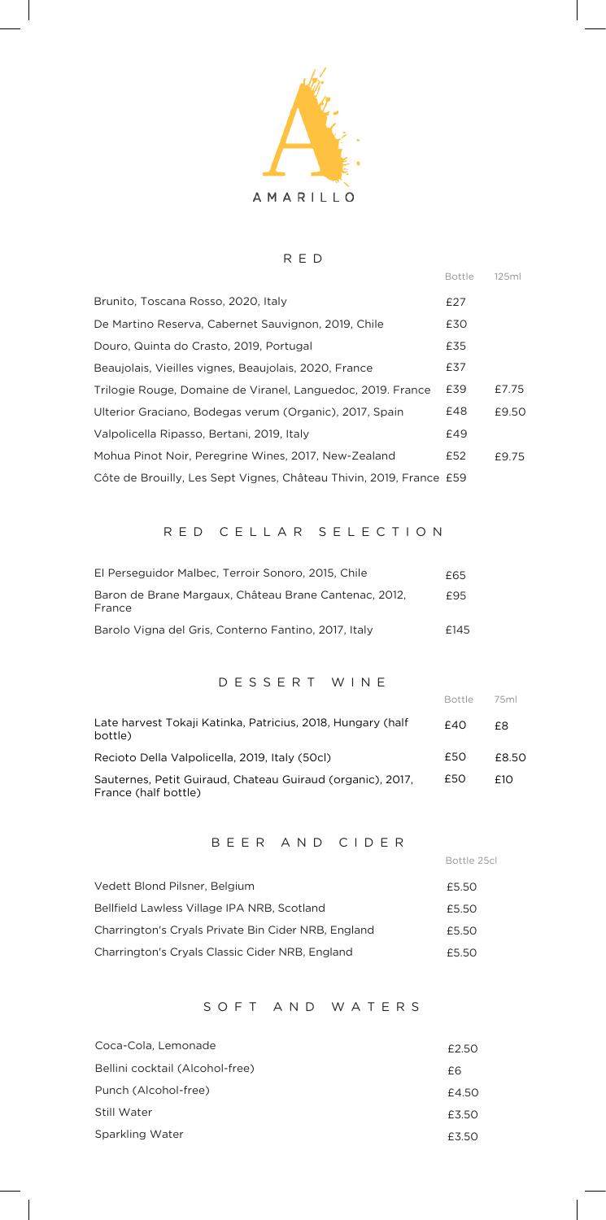AMARILLO

## RED

| | Bottle | 125ml |
|---|---|---|
| Brunito, Toscana Rosso, 2020, Italy | £27 | |
| De Martino Reserva, Cabernet Sauvignon, 2019, Chile | £30 | |
| Douro, Quinta do Crasto, 2019, Portugal | £35 | |
| Beaujolais, Vieilles vignes, Beaujolais, 2020, France | £37 | |
| Trilogie Rouge, Domaine de Viranel, Languedoc, 2019. France | £39 | £7.75 |
| Ulterior Graciano, Bodegas verum (Organic), 2017, Spain | £48 | £9.50 |
| Valpolicella Ripasso, Bertani, 2019, Italy | £49 | |
| Mohua Pinot Noir, Peregrine Wines, 2017, New-Zealand | £52 | £9.75 |
| Côte de Brouilly, Les Sept Vignes, Château Thivin, 2019, France | £59 | |

## RED CELLAR SELECTION

| | |
|---|---|
| El Perseguidor Malbec, Terroir Sonoro, 2015, Chile | £65 |
| Baron de Brane Margaux, Château Brane Cantenac, 2012, France | £95 |
| Barolo Vigna del Gris, Conterno Fantino, 2017, Italy | £145 |

## DESSERT WINE

| | Bottle | 75ml |
|---|---|---|
| Late harvest Tokaji Katinka, Patricius, 2018, Hungary (half bottle) | £40 | £8 |
| Recioto Della Valpolicella, 2019, Italy (50cl) | £50 | £8.50 |
| Sauternes, Petit Guiraud, Chateau Guiraud (organic), 2017, France (half bottle) | £50 | £10 |

## BEER AND CIDER

| | Bottle 25cl |
|---|---|
| Vedett Blond Pilsner, Belgium | £5.50 |
| Bellfield Lawless Village IPA NRB, Scotland | £5.50 |
| Charrington's Cryals Private Bin Cider NRB, England | £5.50 |
| Charrington's Cryals Classic Cider NRB, England | £5.50 |

## SOFT AND WATERS

| | |
|---|---|
| Coca-Cola, Lemonade | £2.50 |
| Bellini cocktail (Alcohol-free) | £6 |
| Punch (Alcohol-free) | £4.50 |
| Still Water | £3.50 |
| Sparkling Water | £3.50 |